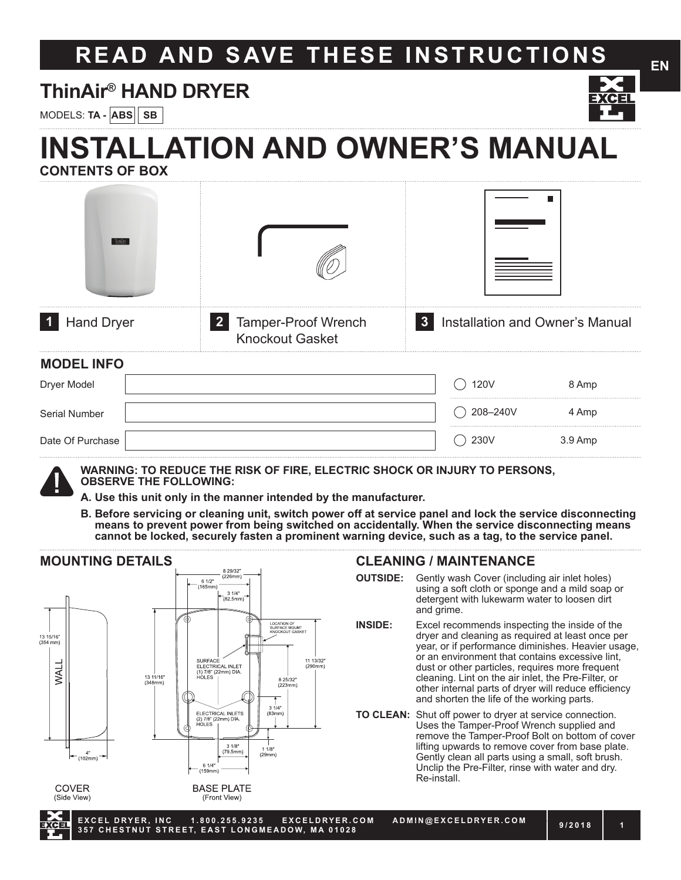# READ AND SAVE THESE INSTRUCTIONS

EN

## ThinAir® HAND DRYER

MODELS: **TA -** ABS | SB

# INSTALLATION AND OWNER'S MANUAL

## CONTENTS OF BOX

1. Hand Dryer
2. Tamper-Proof Wrench, Knockout Gasket
3. Installation and Owner's Manual

## MODEL INFO

| | | | |
|---|---|---|---|
| Dryer Model | | ○ 120V | 8 Amp |
| Serial Number | | ○ 208–240V | 4 Amp |
| Date Of Purchase | | ○ 230V | 3.9 Amp |

**WARNING: TO REDUCE THE RISK OF FIRE, ELECTRIC SHOCK OR INJURY TO PERSONS, OBSERVE THE FOLLOWING:**

**A. Use this unit only in the manner intended by the manufacturer.**

**B. Before servicing or cleaning unit, switch power off at service panel and lock the service disconnecting means to prevent power from being switched on accidentally. When the service disconnecting means cannot be locked, securely fasten a prominent warning device, such as a tag, to the service panel.**

## MOUNTING DETAILS

COVER (Side View): 13 15/16" (354 mm); WALL; 4" (102mm)

BASE PLATE (Front View): 8 29/32" (226mm); 6 1/2" (165mm); 3 1/4" (82.5mm); 13 11/16" (348mm); 11 13/32" (290mm); 8 25/32" (223mm); 3 1/4" (83mm); 1 1/8" (29mm); 3 1/8" (79.5mm); 6 1/4" (159mm)

- LOCATION OF SURFACE MOUNT KNOCKOUT GASKET
- SURFACE ELECTRICAL INLET (1) 7/8" (22mm) DIA. HOLES
- ELECTRICAL INLETS (2) 7/8" (22mm) DIA. HOLES

## CLEANING / MAINTENANCE

**OUTSIDE:** Gently wash Cover (including air inlet holes) using a soft cloth or sponge and a mild soap or detergent with lukewarm water to loosen dirt and grime.

**INSIDE:** Excel recommends inspecting the inside of the dryer and cleaning as required at least once per year, or if performance diminishes. Heavier usage, or an environment that contains excessive lint, dust or other particles, requires more frequent cleaning. Lint on the air inlet, the Pre-Filter, or other internal parts of dryer will reduce efficiency and shorten the life of the working parts.

**TO CLEAN:** Shut off power to dryer at service connection. Uses the Tamper-Proof Wrench supplied and remove the Tamper-Proof Bolt on bottom of cover lifting upwards to remove cover from base plate. Gently clean all parts using a small, soft brush. Unclip the Pre-Filter, rinse with water and dry. Re-install.

EXCEL DRYER, INC 1.800.255.9235 EXCELDRYER.COM ADMIN@EXCELDRYER.COM
357 CHESTNUT STREET, EAST LONGMEADOW, MA 01028 9/2018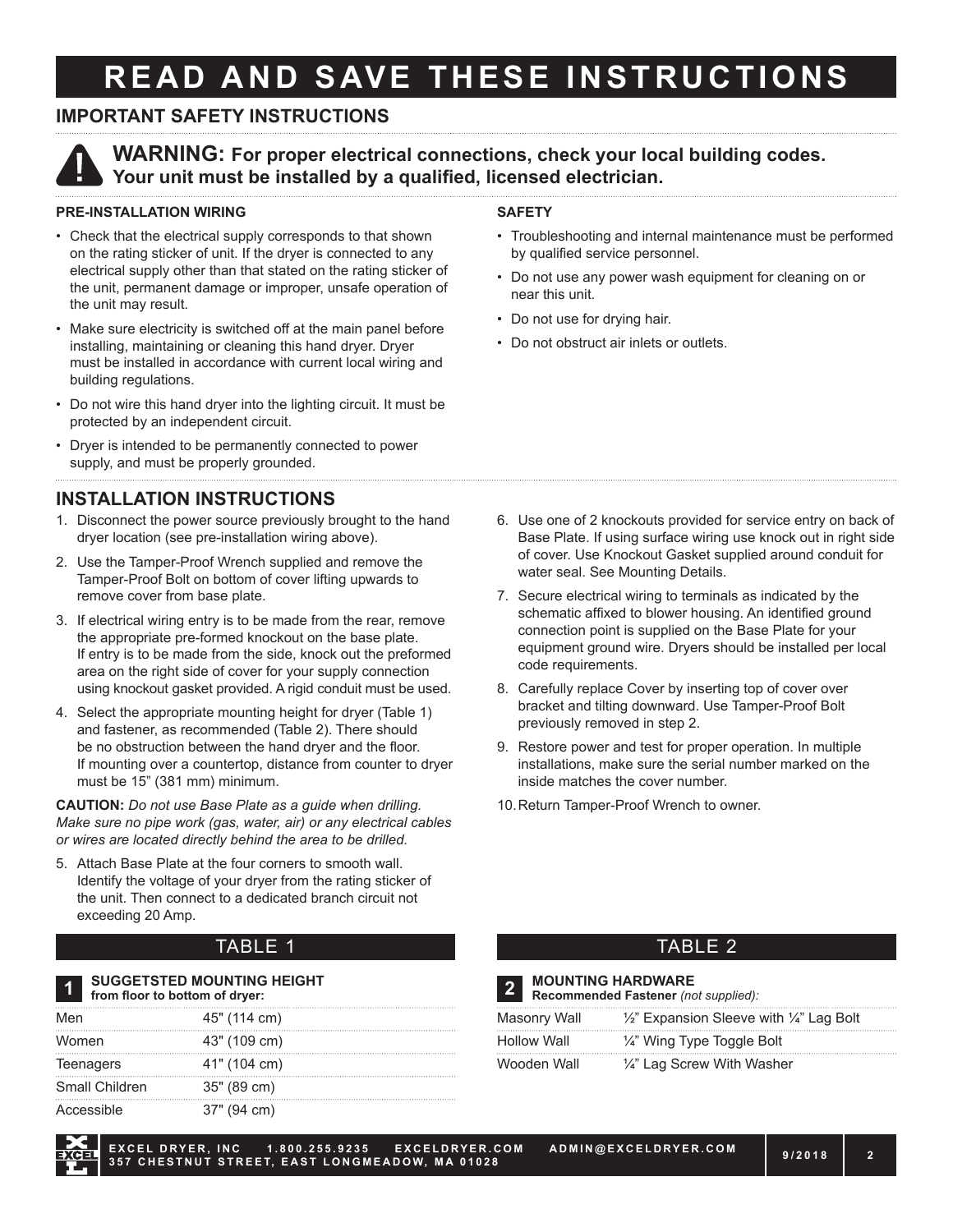# READ AND SAVE THESE INSTRUCTIONS

## IMPORTANT SAFETY INSTRUCTIONS

**WARNING: For proper electrical connections, check your local building codes. Your unit must be installed by a qualified, licensed electrician.**

### PRE-INSTALLATION WIRING

- Check that the electrical supply corresponds to that shown on the rating sticker of unit. If the dryer is connected to any electrical supply other than that stated on the rating sticker of the unit, permanent damage or improper, unsafe operation of the unit may result.
- Make sure electricity is switched off at the main panel before installing, maintaining or cleaning this hand dryer. Dryer must be installed in accordance with current local wiring and building regulations.
- Do not wire this hand dryer into the lighting circuit. It must be protected by an independent circuit.
- Dryer is intended to be permanently connected to power supply, and must be properly grounded.

### SAFETY

- Troubleshooting and internal maintenance must be performed by qualified service personnel.
- Do not use any power wash equipment for cleaning on or near this unit.
- Do not use for drying hair.
- Do not obstruct air inlets or outlets.

## INSTALLATION INSTRUCTIONS

1. Disconnect the power source previously brought to the hand dryer location (see pre-installation wiring above).
2. Use the Tamper-Proof Wrench supplied and remove the Tamper-Proof Bolt on bottom of cover lifting upwards to remove cover from base plate.
3. If electrical wiring entry is to be made from the rear, remove the appropriate pre-formed knockout on the base plate. If entry is to be made from the side, knock out the preformed area on the right side of cover for your supply connection using knockout gasket provided. A rigid conduit must be used.
4. Select the appropriate mounting height for dryer (Table 1) and fastener, as recommended (Table 2). There should be no obstruction between the hand dryer and the floor. If mounting over a countertop, distance from counter to dryer must be 15” (381 mm) minimum.

**CAUTION:** *Do not use Base Plate as a guide when drilling. Make sure no pipe work (gas, water, air) or any electrical cables or wires are located directly behind the area to be drilled.*

5. Attach Base Plate at the four corners to smooth wall. Identify the voltage of your dryer from the rating sticker of the unit. Then connect to a dedicated branch circuit not exceeding 20 Amp.
6. Use one of 2 knockouts provided for service entry on back of Base Plate. If using surface wiring use knock out in right side of cover. Use Knockout Gasket supplied around conduit for water seal. See Mounting Details.
7. Secure electrical wiring to terminals as indicated by the schematic affixed to blower housing. An identified ground connection point is supplied on the Base Plate for your equipment ground wire. Dryers should be installed per local code requirements.
8. Carefully replace Cover by inserting top of cover over bracket and tilting downward. Use Tamper-Proof Bolt previously removed in step 2.
9. Restore power and test for proper operation. In multiple installations, make sure the serial number marked on the inside matches the cover number.
10. Return Tamper-Proof Wrench to owner.

### TABLE 1

**1 SUGGETSTED MOUNTING HEIGHT from floor to bottom of dryer:**

| | |
|---|---|
| Men | 45" (114 cm) |
| Women | 43" (109 cm) |
| Teenagers | 41" (104 cm) |
| Small Children | 35" (89 cm) |
| Accessible | 37" (94 cm) |

### TABLE 2

**2 MOUNTING HARDWARE Recommended Fastener** *(not supplied):*

| | |
|---|---|
| Masonry Wall | ½” Expansion Sleeve with ¼” Lag Bolt |
| Hollow Wall | ¼” Wing Type Toggle Bolt |
| Wooden Wall | ¼” Lag Screw With Washer |

EXCEL DRYER, INC 1.800.255.9235 EXCELDRYER.COM ADMIN@EXCELDRYER.COM
357 CHESTNUT STREET, EAST LONGMEADOW, MA 01028 9/2018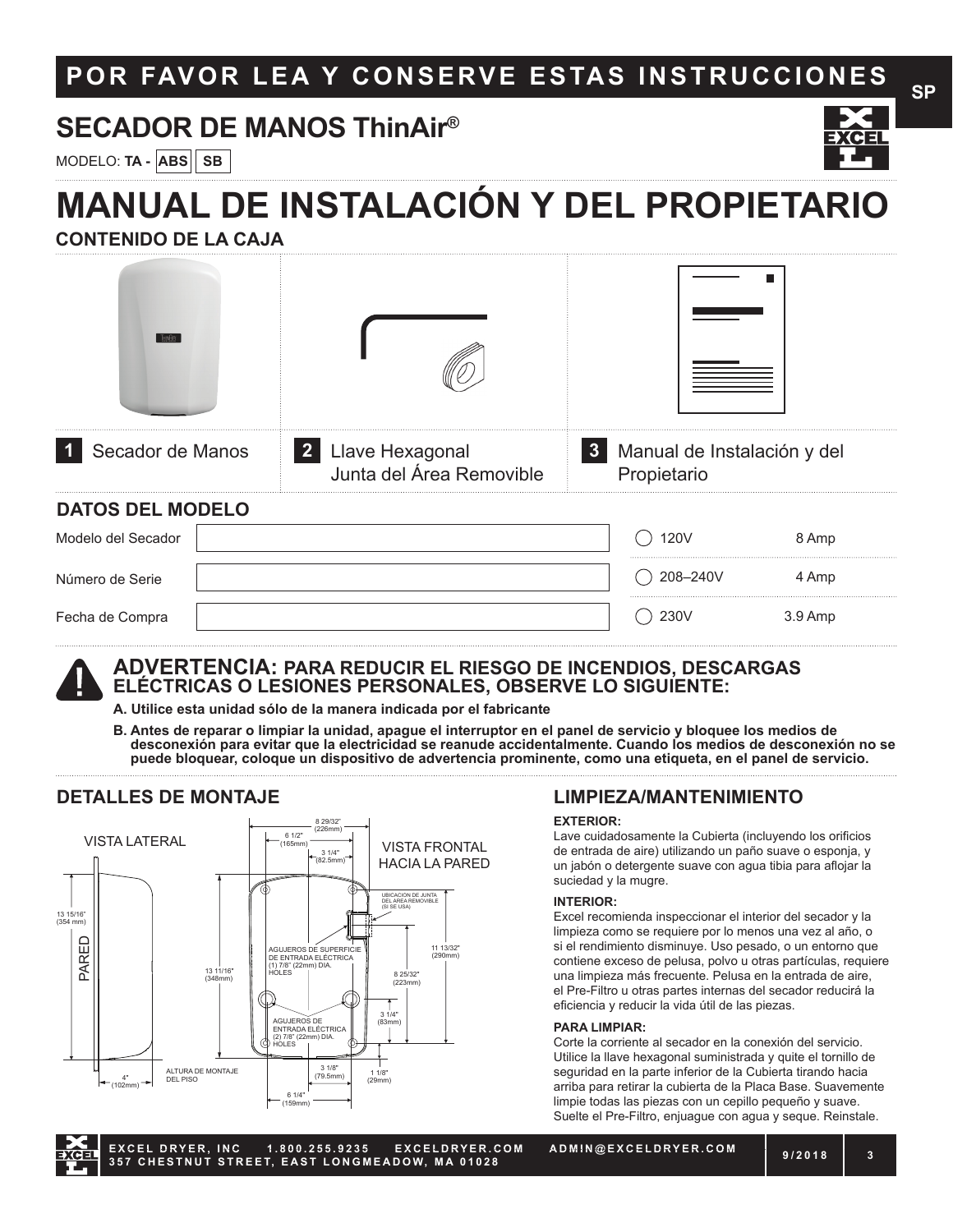# POR FAVOR LEA Y CONSERVE ESTAS INSTRUCCIONES

SP

## SECADOR DE MANOS ThinAir®

MODELO: **TA - ABS | SB**

# MANUAL DE INSTALACIÓN Y DEL PROPIETARIO

### CONTENIDO DE LA CAJA

| | | |
|---|---|---|
| **1** Secador de Manos | **2** Llave Hexagonal<br>Junta del Área Removible | **3** Manual de Instalación y del Propietario |

### DATOS DEL MODELO

| | | | |
|---|---|---|---|
| Modelo del Secador | | ◯ 120V | 8 Amp |
| Número de Serie | | ◯ 208–240V | 4 Amp |
| Fecha de Compra | | ◯ 230V | 3.9 Amp |

## ADVERTENCIA: PARA REDUCIR EL RIESGO DE INCENDIOS, DESCARGAS ELÉCTRICAS O LESIONES PERSONALES, OBSERVE LO SIGUIENTE:

**A. Utilice esta unidad sólo de la manera indicada por el fabricante**

**B. Antes de reparar o limpiar la unidad, apague el interruptor en el panel de servicio y bloquee los medios de desconexión para evitar que la electricidad se reanude accidentalmente. Cuando los medios de desconexión no se puede bloquear, coloque un dispositivo de advertencia prominente, como una etiqueta, en el panel de servicio.**

### DETALLES DE MONTAJE

VISTA LATERAL

PARED

13 15/16" (354 mm)

4" (102mm)

ALTURA DE MONTAJE DEL PISO

VISTA FRONTAL HACIA LA PARED

8 29/32" (226mm)

6 1/2" (165mm)

3 1/4" (82.5mm)

UBICACION DE JUNTA DEL AREA REMOVIBLE (SI SE USA)

AGUJEROS DE SUPERFICIE DE ENTRADA ELÉCTRICA (1) 7/8" (22mm) DIA. HOLES

13 11/16" (348mm)

11 13/32" (290mm)

8 25/32" (223mm)

3 1/4" (83mm)

AGUJEROS DE ENTRADA ELÉCTRICA (2) 7/8" (22mm) DIA. HOLES

3 1/8" (79.5mm)

1 1/8" (29mm)

6 1/4" (159mm)

### LIMPIEZA/MANTENIMIENTO

**EXTERIOR:**

Lave cuidadosamente la Cubierta (incluyendo los orificios de entrada de aire) utilizando un paño suave o esponja, y un jabón o detergente suave con agua tibia para aflojar la suciedad y la mugre.

**INTERIOR:**

Excel recomienda inspeccionar el interior del secador y la limpieza como se requiere por lo menos una vez al año, o si el rendimiento disminuye. Uso pesado, o un entorno que contiene exceso de pelusa, polvo u otras partículas, requiere una limpieza más frecuente. Pelusa en la entrada de aire, el Pre-Filtro u otras partes internas del secador reducirá la eficiencia y reducir la vida útil de las piezas.

**PARA LIMPIAR:**

Corte la corriente al secador en la conexión del servicio. Utilice la llave hexagonal suministrada y quite el tornillo de seguridad en la parte inferior de la Cubierta tirando hacia arriba para retirar la cubierta de la Placa Base. Suavemente limpie todas las piezas con un cepillo pequeño y suave. Suelte el Pre-Filtro, enjuague con agua y seque. Reinstale.

EXCEL DRYER, INC 1.800.255.9235 EXCELDRYER.COM ADMIN@EXCELDRYER.COM
357 CHESTNUT STREET, EAST LONGMEADOW, MA 01028 9/2018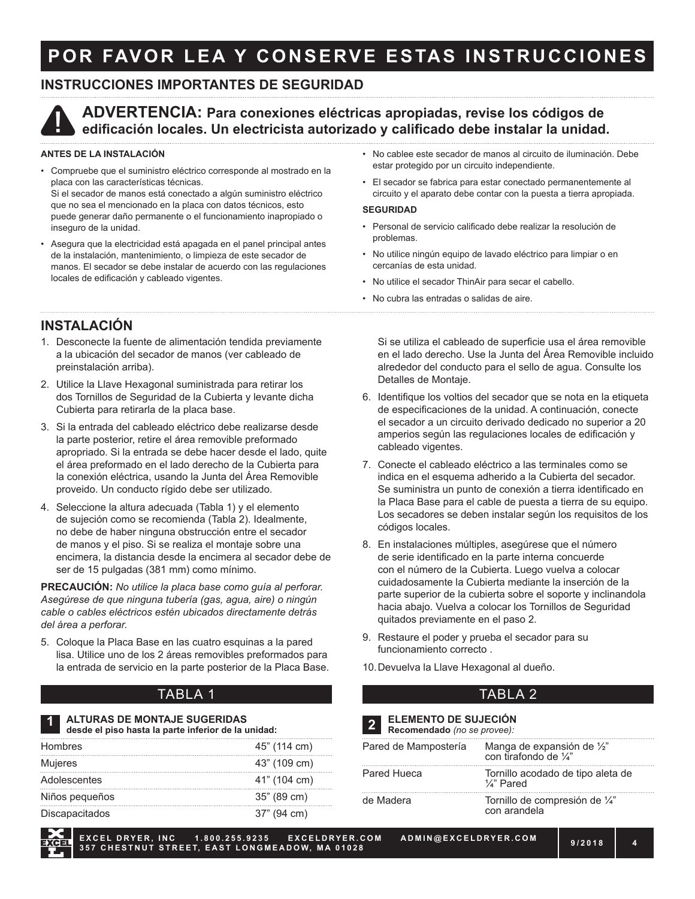# POR FAVOR LEA Y CONSERVE ESTAS INSTRUCCIONES

## INSTRUCCIONES IMPORTANTES DE SEGURIDAD

**ADVERTENCIA: Para conexiones eléctricas apropiadas, revise los códigos de edificación locales. Un electricista autorizado y calificado debe instalar la unidad.**

**ANTES DE LA INSTALACIÓN**

- Compruebe que el suministro eléctrico corresponde al mostrado en la placa con las características técnicas.
  Si el secador de manos está conectado a algún suministro eléctrico que no sea el mencionado en la placa con datos técnicos, esto puede generar daño permanente o el funcionamiento inapropiado o inseguro de la unidad.
- Asegura que la electricidad está apagada en el panel principal antes de la instalación, mantenimiento, o limpieza de este secador de manos. El secador se debe instalar de acuerdo con las regulaciones locales de edificación y cableado vigentes.
- No cablee este secador de manos al circuito de iluminación. Debe estar protegido por un circuito independiente.
- El secador se fabrica para estar conectado permanentemente al circuito y el aparato debe contar con la puesta a tierra apropiada.

**SEGURIDAD**

- Personal de servicio calificado debe realizar la resolución de problemas.
- No utilice ningún equipo de lavado eléctrico para limpiar o en cercanías de esta unidad.
- No utilice el secador ThinAir para secar el cabello.
- No cubra las entradas o salidas de aire.

## INSTALACIÓN

1. Desconecte la fuente de alimentación tendida previamente a la ubicación del secador de manos (ver cableado de preinstalación arriba).
2. Utilice la Llave Hexagonal suministrada para retirar los dos Tornillos de Seguridad de la Cubierta y levante dicha Cubierta para retirarla de la placa base.
3. Si la entrada del cableado eléctrico debe realizarse desde la parte posterior, retire el área removible preformado apropiado. Si la entrada se debe hacer desde el lado, quite el área preformado en el lado derecho de la Cubierta para la conexión eléctrica, usando la Junta del Área Removible proveido. Un conducto rígido debe ser utilizado.
4. Seleccione la altura adecuada (Tabla 1) y el elemento de sujeción como se recomienda (Tabla 2). Idealmente, no debe de haber ninguna obstrucción entre el secador de manos y el piso. Si se realiza el montaje sobre una encimera, la distancia desde la encimera al secador debe de ser de 15 pulgadas (381 mm) como mínimo.

**PRECAUCIÓN:** *No utilice la placa base como guía al perforar. Asegúrese de que ninguna tubería (gas, agua, aire) o ningún cable o cables eléctricos estén ubicados directamente detrás del área a perforar.*

5. Coloque la Placa Base en las cuatro esquinas a la pared lisa. Utilice uno de los 2 áreas removibles preformados para la entrada de servicio en la parte posterior de la Placa Base.

   Si se utiliza el cableado de superficie usa el área removible en el lado derecho. Use la Junta del Área Removible incluido alrededor del conducto para el sello de agua. Consulte los Detalles de Montaje.
6. Identifique los voltios del secador que se nota en la etiqueta de especificaciones de la unidad. A continuación, conecte el secador a un circuito derivado dedicado no superior a 20 amperios según las regulaciones locales de edificación y cableado vigentes.
7. Conecte el cableado eléctrico a las terminales como se indica en el esquema adherido a la Cubierta del secador. Se suministra un punto de conexión a tierra identificado en la Placa Base para el cable de puesta a tierra de su equipo. Los secadores se deben instalar según los requisitos de los códigos locales.
8. En instalaciones múltiples, asegúrese que el número de serie identificado en la parte interna concuerde con el número de la Cubierta. Luego vuelva a colocar cuidadosamente la Cubierta mediante la inserción de la parte superior de la cubierta sobre el soporte y inclinandola hacia abajo. Vuelva a colocar los Tornillos de Seguridad quitados previamente en el paso 2.
9. Restaure el poder y prueba el secador para su funcionamiento correcto .
10. Devuelva la Llave Hexagonal al dueño.

### TABLA 1

**1 ALTURAS DE MONTAJE SUGERIDAS**
**desde el piso hasta la parte inferior de la unidad:**

| | |
|---|---|
| Hombres | 45” (114 cm) |
| Mujeres | 43” (109 cm) |
| Adolescentes | 41” (104 cm) |
| Niños pequeños | 35” (89 cm) |
| Discapacitados | 37” (94 cm) |

### TABLA 2

**2 ELEMENTO DE SUJECIÓN**
**Recomendado** *(no se provee):*

| | |
|---|---|
| Pared de Mampostería | Manga de expansión de ½” con tirafondo de ¼” |
| Pared Hueca | Tornillo acodado de tipo aleta de ¼” Pared |
| de Madera | Tornillo de compresión de ¼” con arandela |

EXCEL DRYER, INC 1.800.255.9235 EXCELDRYER.COM ADMIN@EXCELDRYER.COM
357 CHESTNUT STREET, EAST LONGMEADOW, MA 01028 9/2018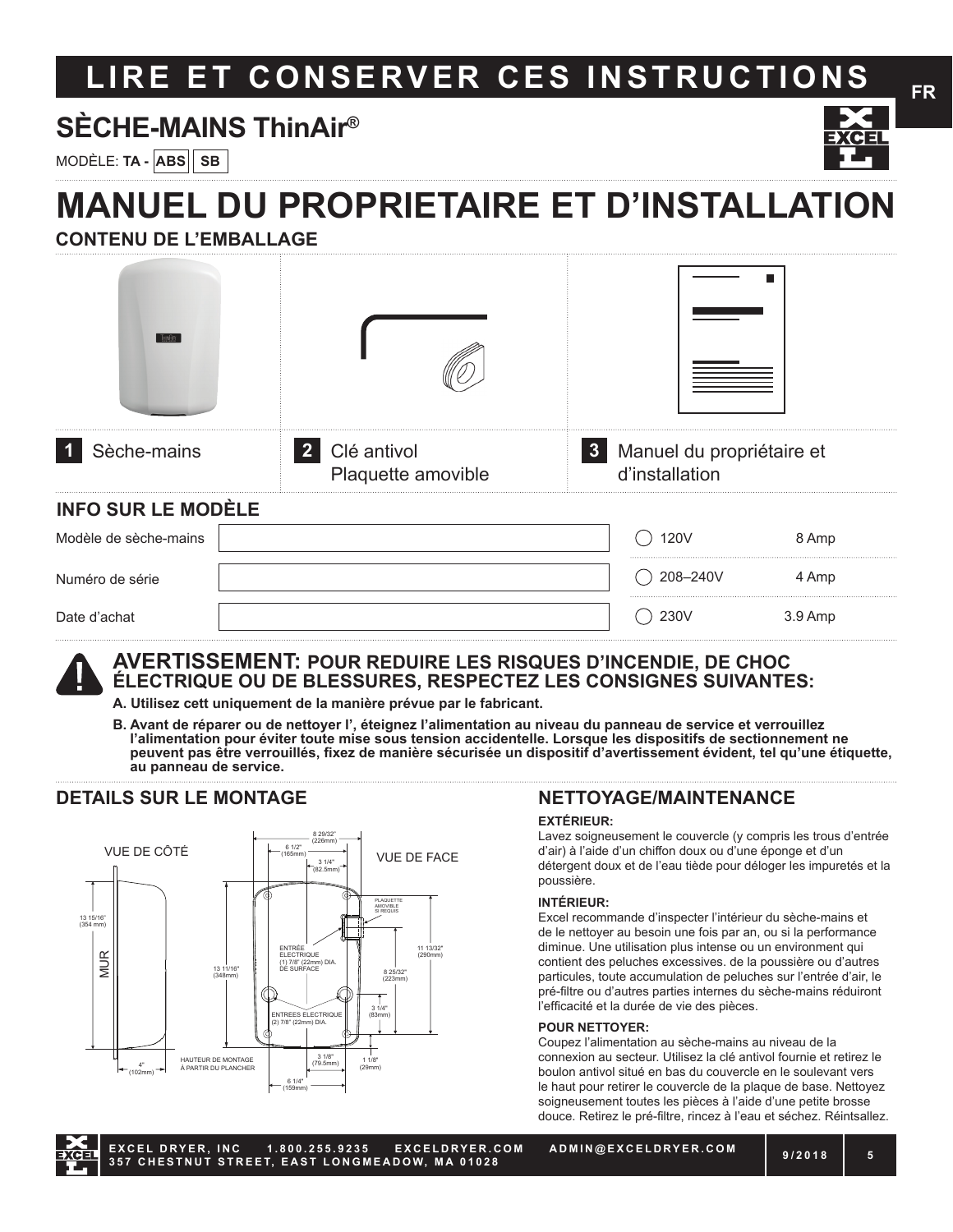# LIRE ET CONSERVER CES INSTRUCTIONS

FR

## SÈCHE-MAINS ThinAir®

MODÈLE: **TA - ABS | SB**

# MANUEL DU PROPRIETAIRE ET D'INSTALLATION

### CONTENU DE L'EMBALLAGE

| | | |
|---|---|---|
| **1** Sèche-mains | **2** Clé antivol<br>Plaquette amovible | **3** Manuel du propriétaire et d'installation |

### INFO SUR LE MODÈLE

| | | | |
|---|---|---|---|
| Modèle de sèche-mains | | ◯ 120V | 8 Amp |
| Numéro de série | | ◯ 208–240V | 4 Amp |
| Date d'achat | | ◯ 230V | 3.9 Amp |

### AVERTISSEMENT: POUR REDUIRE LES RISQUES D'INCENDIE, DE CHOC ÉLECTRIQUE OU DE BLESSURES, RESPECTEZ LES CONSIGNES SUIVANTES:

**A. Utilisez cett uniquement de la manière prévue par le fabricant.**

**B. Avant de réparer ou de nettoyer l', éteignez l'alimentation au niveau du panneau de service et verrouillez l'alimentation pour éviter toute mise sous tension accidentelle. Lorsque les dispositifs de sectionnement ne peuvent pas être verrouillés, fixez de manière sécurisée un dispositif d'avertissement évident, tel qu'une étiquette, au panneau de service.**

### DETAILS SUR LE MONTAGE

VUE DE CÔTÉ — VUE DE FACE

MUR

13 15/16" (354 mm)

4" (102mm)

8 29/32" (226mm)

6 1/2" (165mm)

3 1/4" (82.5mm)

PLAQUETTE AMOVIBLE SI REQUIS

ENTRÉE ÉLECTRIQUE (1) 7/8" (22mm) DIA. DE SURFACE

ENTREES ÉLECTRIQUE (2) 7/8" (22mm) DIA.

13 11/16" (348mm)

11 13/32" (290mm)

8 25/32" (223mm)

3 1/4" (83mm)

HAUTEUR DE MONTAGE À PARTIR DU PLANCHER

3 1/8" (79.5mm)

1 1/8" (29mm)

6 1/4" (159mm)

### NETTOYAGE/MAINTENANCE

**EXTÉRIEUR:**

Lavez soigneusement le couvercle (y compris les trous d'entrée d'air) à l'aide d'un chiffon doux ou d'une éponge et d'un détergent doux et de l'eau tiède pour déloger les impuretés et la poussière.

**INTÉRIEUR:**

Excel recommande d'inspecter l'intérieur du sèche-mains et de le nettoyer au besoin une fois par an, ou si la performance diminue. Une utilisation plus intense ou un environnement qui contient des peluches excessives. de la poussière ou d'autres particules, toute accumulation de peluches sur l'entrée d'air, le pré-filtre ou d'autres parties internes du sèche-mains réduiront l'efficacité et la durée de vie des pièces.

**POUR NETTOYER:**

Coupez l'alimentation au sèche-mains au niveau de la connexion au secteur. Utilisez la clé antivol fournie et retirez le boulon antivol situé en bas du couvercle en le soulevant vers le haut pour retirer le couvercle de la plaque de base. Nettoyez soigneusement toutes les pièces à l'aide d'une petite brosse douce. Retirez le pré-filtre, rincez à l'eau et séchez. Réintsallez.

EXCEL DRYER, INC 1.800.255.9235 EXCELDRYER.COM ADMIN@EXCELDRYER.COM
357 CHESTNUT STREET, EAST LONGMEADOW, MA 01028 — 9/2018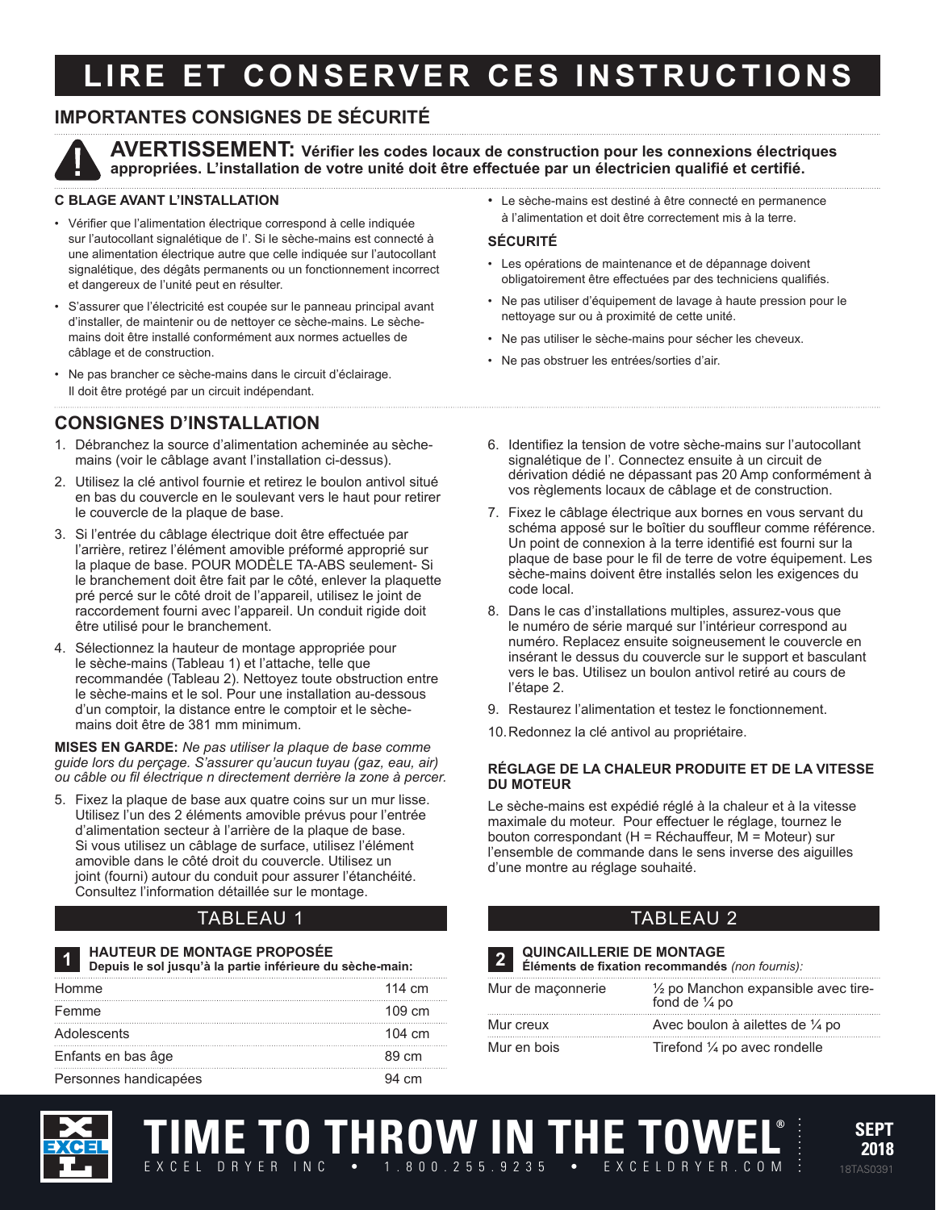# LIRE ET CONSERVER CES INSTRUCTIONS

## IMPORTANTES CONSIGNES DE SÉCURITÉ

**AVERTISSEMENT: Vérifier les codes locaux de construction pour les connexions électriques appropriées. L'installation de votre unité doit être effectuée par un électricien qualifié et certifié.**

### C BLAGE AVANT L'INSTALLATION

- Vérifier que l'alimentation électrique correspond à celle indiquée sur l'autocollant signalétique de l'. Si le sèche-mains est connecté à une alimentation électrique autre que celle indiquée sur l'autocollant signalétique, des dégâts permanents ou un fonctionnement incorrect et dangereux de l'unité peut en résulter.
- S'assurer que l'électricité est coupée sur le panneau principal avant d'installer, de maintenir ou de nettoyer ce sèche-mains. Le sèche-mains doit être installé conformément aux normes actuelles de câblage et de construction.
- Ne pas brancher ce sèche-mains dans le circuit d'éclairage. Il doit être protégé par un circuit indépendant.
- Le sèche-mains est destiné à être connecté en permanence à l'alimentation et doit être correctement mis à la terre.

### SÉCURITÉ

- Les opérations de maintenance et de dépannage doivent obligatoirement être effectuées par des techniciens qualifiés.
- Ne pas utiliser d'équipement de lavage à haute pression pour le nettoyage sur ou à proximité de cette unité.
- Ne pas utiliser le sèche-mains pour sécher les cheveux.
- Ne pas obstruer les entrées/sorties d'air.

## CONSIGNES D'INSTALLATION

1. Débranchez la source d'alimentation acheminée au sèche-mains (voir le câblage avant l'installation ci-dessus).
2. Utilisez la clé antivol fournie et retirez le boulon antivol situé en bas du couvercle en le soulevant vers le haut pour retirer le couvercle de la plaque de base.
3. Si l'entrée du câblage électrique doit être effectuée par l'arrière, retirez l'élément amovible préformé approprié sur la plaque de base. POUR MODÈLE TA-ABS seulement- Si le branchement doit être fait par le côté, enlever la plaquette pré percé sur le côté droit de l'appareil, utilisez le joint de raccordement fourni avec l'appareil. Un conduit rigide doit être utilisé pour le branchement.
4. Sélectionnez la hauteur de montage appropriée pour le sèche-mains (Tableau 1) et l'attache, telle que recommandée (Tableau 2). Nettoyez toute obstruction entre le sèche-mains et le sol. Pour une installation au-dessous d'un comptoir, la distance entre le comptoir et le sèche-mains doit être de 381 mm minimum.

**MISES EN GARDE:** *Ne pas utiliser la plaque de base comme guide lors du perçage. S'assurer qu'aucun tuyau (gaz, eau, air) ou câble ou fil électrique n directement derrière la zone à percer.*

5. Fixez la plaque de base aux quatre coins sur un mur lisse. Utilisez l'un des 2 éléments amovible prévus pour l'entrée d'alimentation secteur à l'arrière de la plaque de base. Si vous utilisez un câblage de surface, utilisez l'élément amovible dans le côté droit du couvercle. Utilisez un joint (fourni) autour du conduit pour assurer l'étanchéité. Consultez l'information détaillée sur le montage.
6. Identifiez la tension de votre sèche-mains sur l'autocollant signalétique de l'. Connectez ensuite à un circuit de dérivation dédié ne dépassant pas 20 Amp conformément à vos règlements locaux de câblage et de construction.
7. Fixez le câblage électrique aux bornes en vous servant du schéma apposé sur le boîtier du souffleur comme référence. Un point de connexion à la terre identifié est fourni sur la plaque de base pour le fil de terre de votre équipement. Les sèche-mains doivent être installés selon les exigences du code local.
8. Dans le cas d'installations multiples, assurez-vous que le numéro de série marqué sur l'intérieur correspond au numéro. Replacez ensuite soigneusement le couvercle en insérant le dessus du couvercle sur le support et basculant vers le bas. Utilisez un boulon antivol retiré au cours de l'étape 2.
9. Restaurez l'alimentation et testez le fonctionnement.
10. Redonnez la clé antivol au propriétaire.

### RÉGLAGE DE LA CHALEUR PRODUITE ET DE LA VITESSE DU MOTEUR

Le sèche-mains est expédié réglé à la chaleur et à la vitesse maximale du moteur. Pour effectuer le réglage, tournez le bouton correspondant (H = Réchauffeur, M = Moteur) sur l'ensemble de commande dans le sens inverse des aiguilles d'une montre au réglage souhaité.

### TABLEAU 1

**1 HAUTEUR DE MONTAGE PROPOSÉE**
**Depuis le sol jusqu'à la partie inférieure du sèche-main:**

| | |
|---|---|
| Homme | 114 cm |
| Femme | 109 cm |
| Adolescents | 104 cm |
| Enfants en bas âge | 89 cm |
| Personnes handicapées | 94 cm |

### TABLEAU 2

**2 QUINCAILLERIE DE MONTAGE**
**Éléments de fixation recommandés** *(non fournis):*

| | |
|---|---|
| Mur de maçonnerie | ½ po Manchon expansible avec tire-fond de ¼ po |
| Mur creux | Avec boulon à ailettes de ¼ po |
| Mur en bois | Tirefond ¼ po avec rondelle |

**TIME TO THROW IN THE TOWEL®**
EXCEL DRYER INC • 1.800.255.9235 • EXCELDRYER.COM

SEPT 2018
18TAS0391